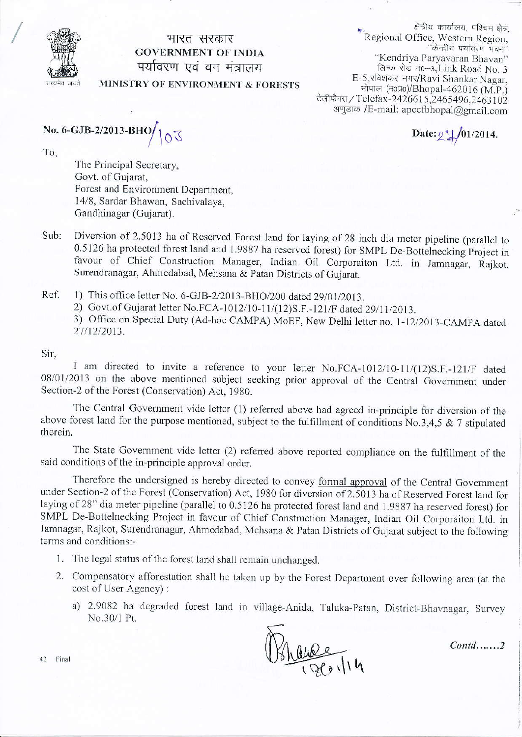भारत सरकार
**GOVERNMENT OF INDIA**
पर्यावरण एवं वन मंत्रालय
**MINISTRY OF ENVIRONMENT & FORESTS**

सत्यमेव जयते

क्षेत्रीय कार्यालय, पश्चिम क्षेत्र,
Regional Office, Western Region,
"केन्द्रीय पर्यावरण भवन"
"Kendriya Paryavaran Bhavan"
लिन्क रोड नं०-3, Link Road No. 3
E-5, रविशंकर नगर/Ravi Shankar Nagar,
भोपाल (म०प्र०)/Bhopal-462016 (M.P.)
टेलीफैक्स / Telefax-2426615,2465496,2463102
अणुडाक /E-mail: apccfbhopal@gmail.com

**No. 6-GJB-2/2013-BHO/103** **Date: 27/01/2014.**

To,

The Principal Secretary,
Govt. of Gujarat,
Forest and Environment Department,
14/8, Sardar Bhawan, Sachivalaya,
Gandhinagar (Gujarat).

Sub: Diversion of 2.5013 ha of Reserved Forest land for laying of 28 inch dia meter pipeline (parallel to 0.5126 ha protected forest land and 1.9887 ha reserved forest) for SMPL De-Bottelnecking Project in favour of Chief Construction Manager, Indian Oil Corporaiton Ltd. in Jamnagar, Rajkot, Surendranagar, Ahmedabad, Mehsana & Patan Districts of Gujarat.

Ref. 1) This office letter No. 6-GJB-2/2013-BHO/200 dated 29/01/2013.
2) Govt.of Gujarat letter No.FCA-1012/10-11/(12)S.F.-121/F dated 29/11/2013.
3) Office on Special Duty (Ad-hoc CAMPA) MoEF, New Delhi letter no. 1-12/2013-CAMPA dated 27/12/2013.

Sir,

I am directed to invite a reference to your letter No.FCA-1012/10-11/(12)S.F.-121/F dated 08/01/2013 on the above mentioned subject seeking prior approval of the Central Government under Section-2 of the Forest (Conservation) Act, 1980.

The Central Government vide letter (1) referred above had agreed in-principle for diversion of the above forest land for the purpose mentioned, subject to the fulfillment of conditions No.3,4,5 & 7 stipulated therein.

The State Government vide letter (2) referred above reported compliance on the fulfillment of the said conditions of the in-principle approval order.

Therefore the undersigned is hereby directed to convey formal approval of the Central Government under Section-2 of the Forest (Conservation) Act, 1980 for diversion of 2.5013 ha of Reserved Forest land for laying of 28" dia meter pipeline (parallel to 0.5126 ha protected forest land and 1.9887 ha reserved forest) for SMPL De-Bottelnecking Project in favour of Chief Construction Manager, Indian Oil Corporaiton Ltd. in Jamnagar, Rajkot, Surendranagar, Ahmedabad, Mehsana & Patan Districts of Gujarat subject to the following terms and conditions:-

1. The legal status of the forest land shall remain unchanged.
2. Compensatory afforestation shall be taken up by the Forest Department over following area (at the cost of User Agency) :
   a) 2.9082 ha degraded forest land in village-Anida, Taluka-Patan, District-Bhavnagar, Survey No.30/1 Pt.

*Contd.......2*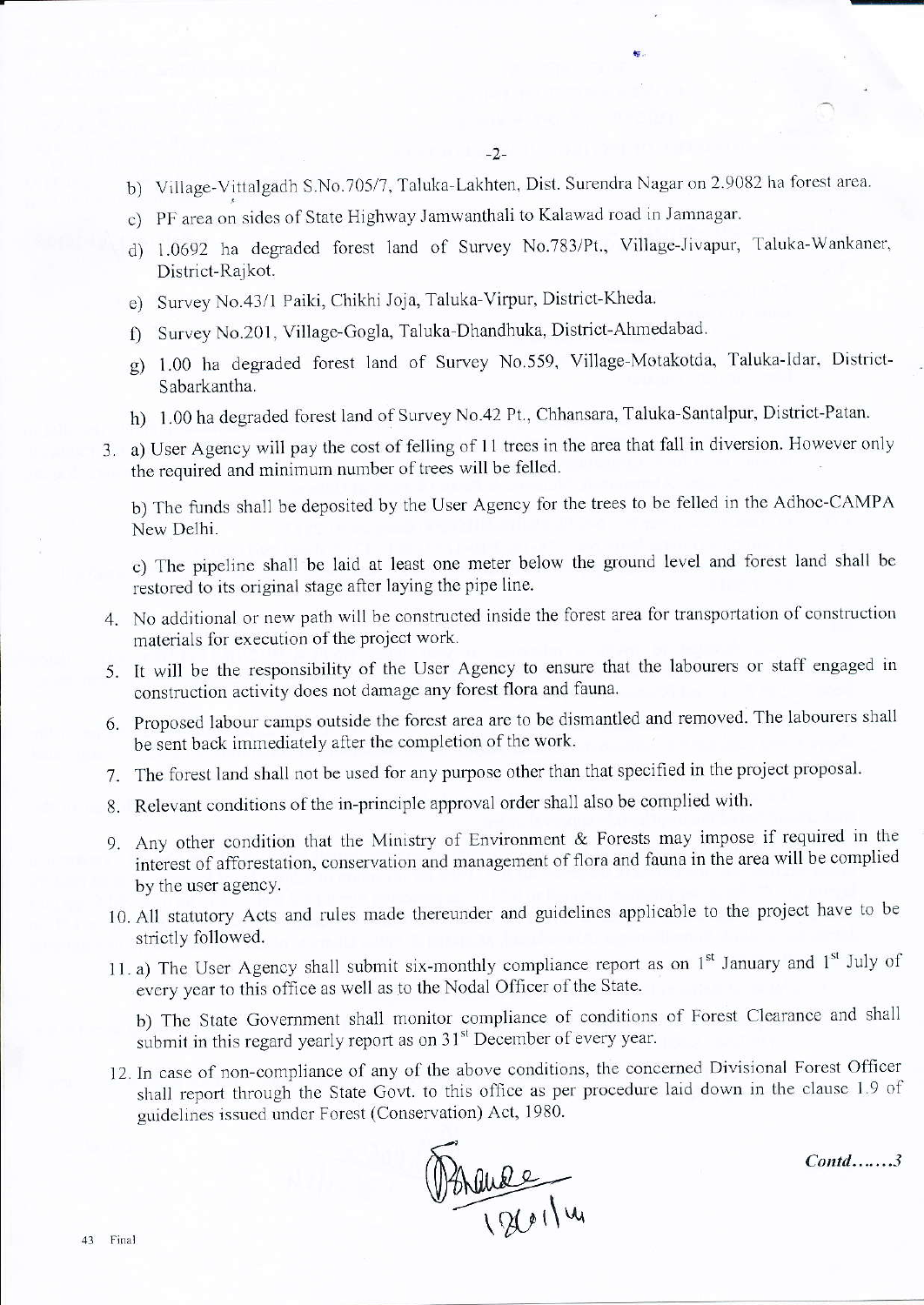b) Village-Vittalgadh S.No.705/7, Taluka-Lakhten, Dist. Surendra Nagar on 2.9082 ha forest area.

c) PF area on sides of State Highway Jamwanthali to Kalawad road in Jamnagar.

d) 1.0692 ha degraded forest land of Survey No.783/Pt., Village-Jivapur, Taluka-Wankaner, District-Rajkot.

e) Survey No.43/1 Paiki, Chikhi Joja, Taluka-Virpur, District-Kheda.

f) Survey No.201, Village-Gogla, Taluka-Dhandhuka, District-Ahmedabad.

g) 1.00 ha degraded forest land of Survey No.559, Village-Motakotda, Taluka-Idar, District-Sabarkantha.

h) 1.00 ha degraded forest land of Survey No.42 Pt., Chhansara, Taluka-Santalpur, District-Patan.

3. a) User Agency will pay the cost of felling of 11 trees in the area that fall in diversion. However only the required and minimum number of trees will be felled.

   b) The funds shall be deposited by the User Agency for the trees to be felled in the Adhoc-CAMPA New Delhi.

   c) The pipeline shall be laid at least one meter below the ground level and forest land shall be restored to its original stage after laying the pipe line.

4. No additional or new path will be constructed inside the forest area for transportation of construction materials for execution of the project work.

5. It will be the responsibility of the User Agency to ensure that the labourers or staff engaged in construction activity does not damage any forest flora and fauna.

6. Proposed labour camps outside the forest area are to be dismantled and removed. The labourers shall be sent back immediately after the completion of the work.

7. The forest land shall not be used for any purpose other than that specified in the project proposal.

8. Relevant conditions of the in-principle approval order shall also be complied with.

9. Any other condition that the Ministry of Environment & Forests may impose if required in the interest of afforestation, conservation and management of flora and fauna in the area will be complied by the user agency.

10. All statutory Acts and rules made thereunder and guidelines applicable to the project have to be strictly followed.

11. a) The User Agency shall submit six-monthly compliance report as on 1st January and 1st July of every year to this office as well as to the Nodal Officer of the State.

    b) The State Government shall monitor compliance of conditions of Forest Clearance and shall submit in this regard yearly report as on 31st December of every year.

12. In case of non-compliance of any of the above conditions, the concerned Divisional Forest Officer shall report through the State Govt. to this office as per procedure laid down in the clause 1.9 of guidelines issued under Forest (Conservation) Act, 1980.

*Contd.......3*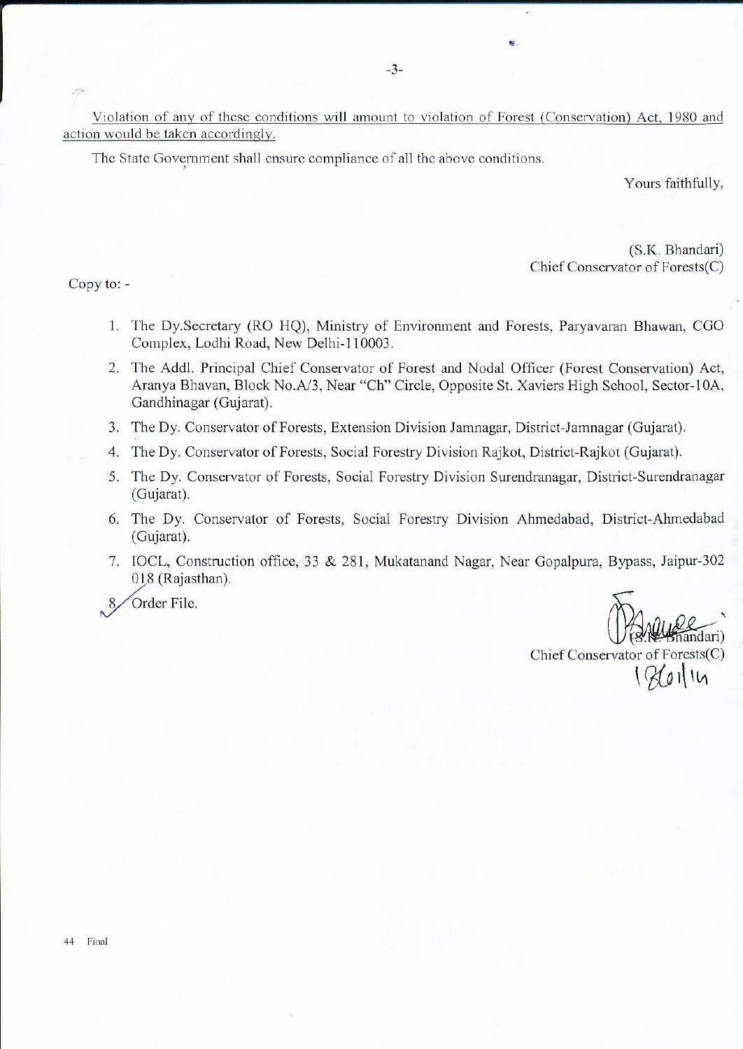Violation of any of these conditions will amount to violation of Forest (Conservation) Act, 1980 and action would be taken accordingly.

The State Government shall ensure compliance of all the above conditions.

Yours faithfully,

(S.K. Bhandari)
Chief Conservator of Forests(C)

Copy to: -

1. The Dy.Secretary (RO HQ), Ministry of Environment and Forests, Paryavaran Bhawan, CGO Complex, Lodhi Road, New Delhi-110003.
2. The Addl. Principal Chief Conservator of Forest and Nodal Officer (Forest Conservation) Act, Aranya Bhavan, Block No.A/3, Near "Ch" Circle, Opposite St. Xaviers High School, Sector-10A, Gandhinagar (Gujarat).
3. The Dy. Conservator of Forests, Extension Division Jamnagar, District-Jamnagar (Gujarat).
4. The Dy. Conservator of Forests, Social Forestry Division Rajkot, District-Rajkot (Gujarat).
5. The Dy. Conservator of Forests, Social Forestry Division Surendranagar, District-Surendranagar (Gujarat).
6. The Dy. Conservator of Forests, Social Forestry Division Ahmedabad, District-Ahmedabad (Gujarat).
7. IOCL, Construction office, 33 & 281, Mukatanand Nagar, Near Gopalpura, Bypass, Jaipur-302 018 (Rajasthan).
8. Order File.

(S.K. Bhandari)
Chief Conservator of Forests(C)
18/01/14

44 Final